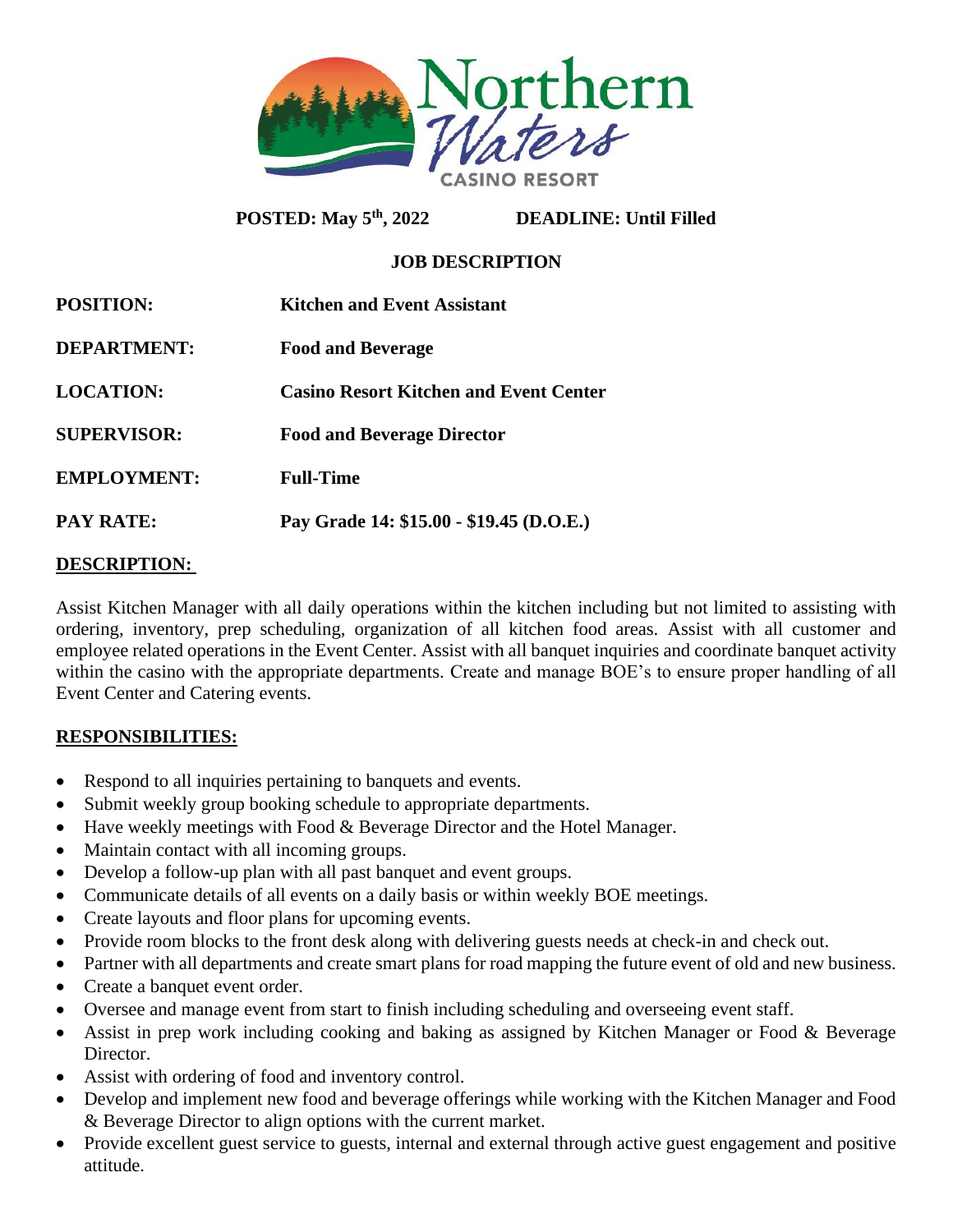**Northern Waters CASINO RESORT**

**POSTED: May 5th, 2022** **DEADLINE: Until Filled**

**JOB DESCRIPTION**

| | |
|---|---|
| **POSITION:** | **Kitchen and Event Assistant** |
| **DEPARTMENT:** | **Food and Beverage** |
| **LOCATION:** | **Casino Resort Kitchen and Event Center** |
| **SUPERVISOR:** | **Food and Beverage Director** |
| **EMPLOYMENT:** | **Full-Time** |
| **PAY RATE:** | **Pay Grade 14: $15.00 - $19.45 (D.O.E.)** |

## DESCRIPTION:

Assist Kitchen Manager with all daily operations within the kitchen including but not limited to assisting with ordering, inventory, prep scheduling, organization of all kitchen food areas. Assist with all customer and employee related operations in the Event Center. Assist with all banquet inquiries and coordinate banquet activity within the casino with the appropriate departments. Create and manage BOE's to ensure proper handling of all Event Center and Catering events.

## RESPONSIBILITIES:

- Respond to all inquiries pertaining to banquets and events.
- Submit weekly group booking schedule to appropriate departments.
- Have weekly meetings with Food & Beverage Director and the Hotel Manager.
- Maintain contact with all incoming groups.
- Develop a follow-up plan with all past banquet and event groups.
- Communicate details of all events on a daily basis or within weekly BOE meetings.
- Create layouts and floor plans for upcoming events.
- Provide room blocks to the front desk along with delivering guests needs at check-in and check out.
- Partner with all departments and create smart plans for road mapping the future event of old and new business.
- Create a banquet event order.
- Oversee and manage event from start to finish including scheduling and overseeing event staff.
- Assist in prep work including cooking and baking as assigned by Kitchen Manager or Food & Beverage Director.
- Assist with ordering of food and inventory control.
- Develop and implement new food and beverage offerings while working with the Kitchen Manager and Food & Beverage Director to align options with the current market.
- Provide excellent guest service to guests, internal and external through active guest engagement and positive attitude.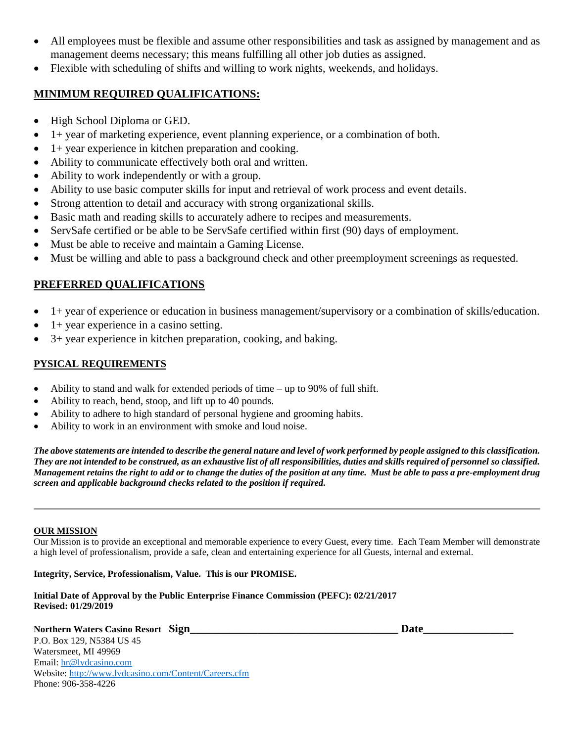- All employees must be flexible and assume other responsibilities and task as assigned by management and as management deems necessary; this means fulfilling all other job duties as assigned.
- Flexible with scheduling of shifts and willing to work nights, weekends, and holidays.

## MINIMUM REQUIRED QUALIFICATIONS:

- High School Diploma or GED.
- 1+ year of marketing experience, event planning experience, or a combination of both.
- 1+ year experience in kitchen preparation and cooking.
- Ability to communicate effectively both oral and written.
- Ability to work independently or with a group.
- Ability to use basic computer skills for input and retrieval of work process and event details.
- Strong attention to detail and accuracy with strong organizational skills.
- Basic math and reading skills to accurately adhere to recipes and measurements.
- ServSafe certified or be able to be ServSafe certified within first (90) days of employment.
- Must be able to receive and maintain a Gaming License.
- Must be willing and able to pass a background check and other preemployment screenings as requested.

## PREFERRED QUALIFICATIONS

- 1+ year of experience or education in business management/supervisory or a combination of skills/education.
- 1+ year experience in a casino setting.
- 3+ year experience in kitchen preparation, cooking, and baking.

## PYSICAL REQUIREMENTS

- Ability to stand and walk for extended periods of time – up to 90% of full shift.
- Ability to reach, bend, stoop, and lift up to 40 pounds.
- Ability to adhere to high standard of personal hygiene and grooming habits.
- Ability to work in an environment with smoke and loud noise.

***The above statements are intended to describe the general nature and level of work performed by people assigned to this classification. They are not intended to be construed, as an exhaustive list of all responsibilities, duties and skills required of personnel so classified. Management retains the right to add or to change the duties of the position at any time. Must be able to pass a pre-employment drug screen and applicable background checks related to the position if required.***

---

**OUR MISSION**

Our Mission is to provide an exceptional and memorable experience to every Guest, every time. Each Team Member will demonstrate a high level of professionalism, provide a safe, clean and entertaining experience for all Guests, internal and external.

**Integrity, Service, Professionalism, Value. This is our PROMISE.**

**Initial Date of Approval by the Public Enterprise Finance Commission (PEFC): 02/21/2017**
**Revised: 01/29/2019**

**Northern Waters Casino Resort** **Sign______________________________________ Date________________**

P.O. Box 129, N5384 US 45
Watersmeet, MI 49969
Email: hr@lvdcasino.com
Website: http://www.lvdcasino.com/Content/Careers.cfm
Phone: 906-358-4226